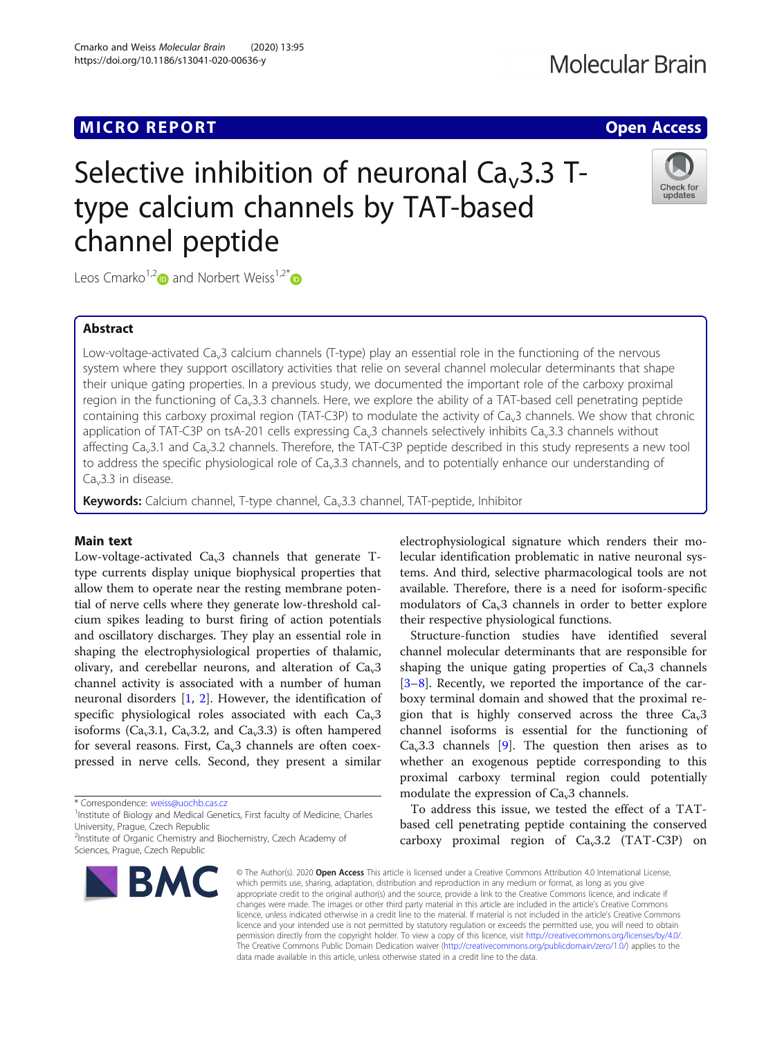MICRO REPORT

Open Access

# Selective inhibition of neuronal $Ca_v3.3$ T-type calcium channels by TAT-based channel peptide

Leos Cmarko[1,2] and Norbert Weiss[1,2*]

## Abstract

Low-voltage-activated $Ca_v3$ calcium channels (T-type) play an essential role in the functioning of the nervous system where they support oscillatory activities that relie on several channel molecular determinants that shape their unique gating properties. In a previous study, we documented the important role of the carboxy proximal region in the functioning of $Ca_v3.3$ channels. Here, we explore the ability of a TAT-based cell penetrating peptide containing this carboxy proximal region (TAT-C3P) to modulate the activity of $Ca_v3$ channels. We show that chronic application of TAT-C3P on tsA-201 cells expressing $Ca_v3$ channels selectively inhibits $Ca_v3.3$ channels without affecting $Ca_v3.1$ and $Ca_v3.2$ channels. Therefore, the TAT-C3P peptide described in this study represents a new tool to address the specific physiological role of $Ca_v3.3$ channels, and to potentially enhance our understanding of $Ca_v3.3$ in disease.

**Keywords:** Calcium channel, T-type channel, $Ca_v3.3$ channel, TAT-peptide, Inhibitor

## Main text

Low-voltage-activated $Ca_v3$ channels that generate T-type currents display unique biophysical properties that allow them to operate near the resting membrane potential of nerve cells where they generate low-threshold calcium spikes leading to burst firing of action potentials and oscillatory discharges. They play an essential role in shaping the electrophysiological properties of thalamic, olivary, and cerebellar neurons, and alteration of $Ca_v3$ channel activity is associated with a number of human neuronal disorders [1, 2]. However, the identification of specific physiological roles associated with each $Ca_v3$ isoforms ($Ca_v3.1$, $Ca_v3.2$, and $Ca_v3.3$) is often hampered for several reasons. First, $Ca_v3$ channels are often coexpressed in nerve cells. Second, they present a similar electrophysiological signature which renders their molecular identification problematic in native neuronal systems. And third, selective pharmacological tools are not available. Therefore, there is a need for isoform-specific modulators of $Ca_v3$ channels in order to better explore their respective physiological functions.

Structure-function studies have identified several channel molecular determinants that are responsible for shaping the unique gating properties of $Ca_v3$ channels [3–8]. Recently, we reported the importance of the carboxy terminal domain and showed that the proximal region that is highly conserved across the three $Ca_v3$ channel isoforms is essential for the functioning of $Ca_v3.3$ channels [9]. The question then arises as to whether an exogenous peptide corresponding to this proximal carboxy terminal region could potentially modulate the expression of $Ca_v3$ channels.

To address this issue, we tested the effect of a TAT-based cell penetrating peptide containing the conserved carboxy proximal region of $Ca_v3.2$ (TAT-C3P) on

\* Correspondence: weiss@uochb.cas.cz

[1]Institute of Biology and Medical Genetics, First faculty of Medicine, Charles University, Prague, Czech Republic

[2]Institute of Organic Chemistry and Biochemistry, Czech Academy of Sciences, Prague, Czech Republic

© The Author(s). 2020 **Open Access** This article is licensed under a Creative Commons Attribution 4.0 International License, which permits use, sharing, adaptation, distribution and reproduction in any medium or format, as long as you give appropriate credit to the original author(s) and the source, provide a link to the Creative Commons licence, and indicate if changes were made. The images or other third party material in this article are included in the article's Creative Commons licence, unless indicated otherwise in a credit line to the material. If material is not included in the article's Creative Commons licence and your intended use is not permitted by statutory regulation or exceeds the permitted use, you will need to obtain permission directly from the copyright holder. To view a copy of this licence, visit http://creativecommons.org/licenses/by/4.0/. The Creative Commons Public Domain Dedication waiver (http://creativecommons.org/publicdomain/zero/1.0/) applies to the data made available in this article, unless otherwise stated in a credit line to the data.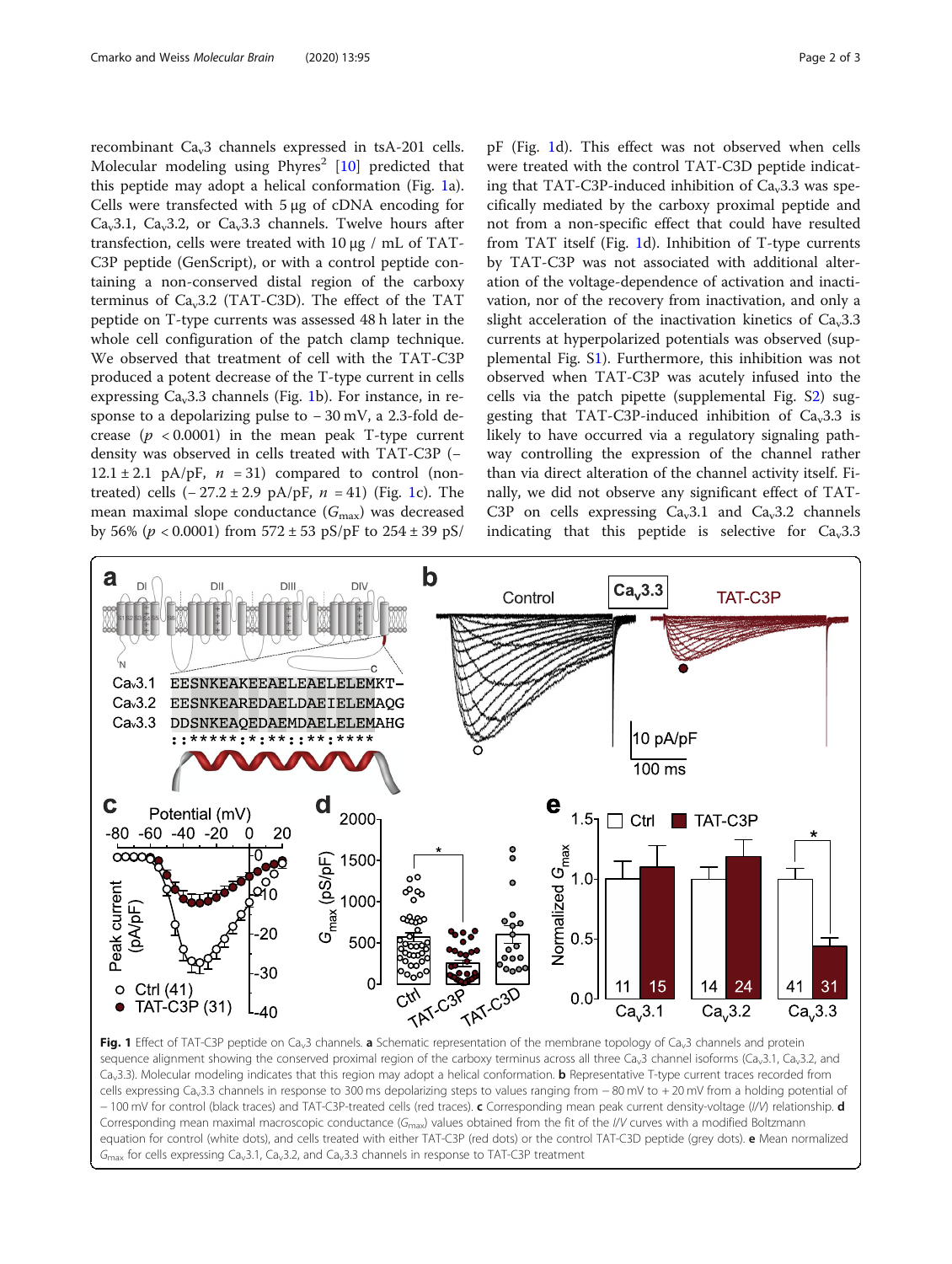recombinant $Ca_v3$ channels expressed in tsA-201 cells. Molecular modeling using Phyres[2] [10] predicted that this peptide may adopt a helical conformation (Fig. 1a). Cells were transfected with 5 μg of cDNA encoding for $Ca_v3.1$, $Ca_v3.2$, or $Ca_v3.3$ channels. Twelve hours after transfection, cells were treated with 10 μg / mL of TAT-C3P peptide (GenScript), or with a control peptide containing a non-conserved distal region of the carboxy terminus of $Ca_v3.2$ (TAT-C3D). The effect of the TAT peptide on T-type currents was assessed 48 h later in the whole cell configuration of the patch clamp technique. We observed that treatment of cell with the TAT-C3P produced a potent decrease of the T-type current in cells expressing $Ca_v3.3$ channels (Fig. 1b). For instance, in response to a depolarizing pulse to − 30 mV, a 2.3-fold decrease ($p < 0.0001$) in the mean peak T-type current density was observed in cells treated with TAT-C3P (− 12.1 ± 2.1 pA/pF, $n = 31$) compared to control (non-treated) cells (− 27.2 ± 2.9 pA/pF, $n = 41$) (Fig. 1c). The mean maximal slope conductance ($G_{max}$) was decreased by 56% ($p < 0.0001$) from 572 ± 53 pS/pF to 254 ± 39 pS/pF (Fig. 1d). This effect was not observed when cells were treated with the control TAT-C3D peptide indicating that TAT-C3P-induced inhibition of $Ca_v3.3$ was specifically mediated by the carboxy proximal peptide and not from a non-specific effect that could have resulted from TAT itself (Fig. 1d). Inhibition of T-type currents by TAT-C3P was not associated with additional alteration of the voltage-dependence of activation and inactivation, nor of the recovery from inactivation, and only a slight acceleration of the inactivation kinetics of $Ca_v3.3$ currents at hyperpolarized potentials was observed (supplemental Fig. S1). Furthermore, this inhibition was not observed when TAT-C3P was acutely infused into the cells via the patch pipette (supplemental Fig. S2) suggesting that TAT-C3P-induced inhibition of $Ca_v3.3$ is likely to have occurred via a regulatory signaling pathway controlling the expression of the channel rather than via direct alteration of the channel activity itself. Finally, we did not observe any significant effect of TAT-C3P on cells expressing $Ca_v3.1$ and $Ca_v3.2$ channels indicating that this peptide is selective for $Ca_v3.3$

**Fig. 1** Effect of TAT-C3P peptide on $Ca_v3$ channels. **a** Schematic representation of the membrane topology of $Ca_v3$ channels and protein sequence alignment showing the conserved proximal region of the carboxy terminus across all three $Ca_v3$ channel isoforms ($Ca_v3.1$, $Ca_v3.2$, and $Ca_v3.3$). Molecular modeling indicates that this region may adopt a helical conformation. **b** Representative T-type current traces recorded from cells expressing $Ca_v3.3$ channels in response to 300 ms depolarizing steps to values ranging from − 80 mV to + 20 mV from a holding potential of − 100 mV for control (black traces) and TAT-C3P-treated cells (red traces). **c** Corresponding mean peak current density-voltage (*I/V*) relationship. **d** Corresponding mean maximal macroscopic conductance ($G_{max}$) values obtained from the fit of the *I/V* curves with a modified Boltzmann equation for control (white dots), and cells treated with either TAT-C3P (red dots) or the control TAT-C3D peptide (grey dots). **e** Mean normalized $G_{max}$ for cells expressing $Ca_v3.1$, $Ca_v3.2$, and $Ca_v3.3$ channels in response to TAT-C3P treatment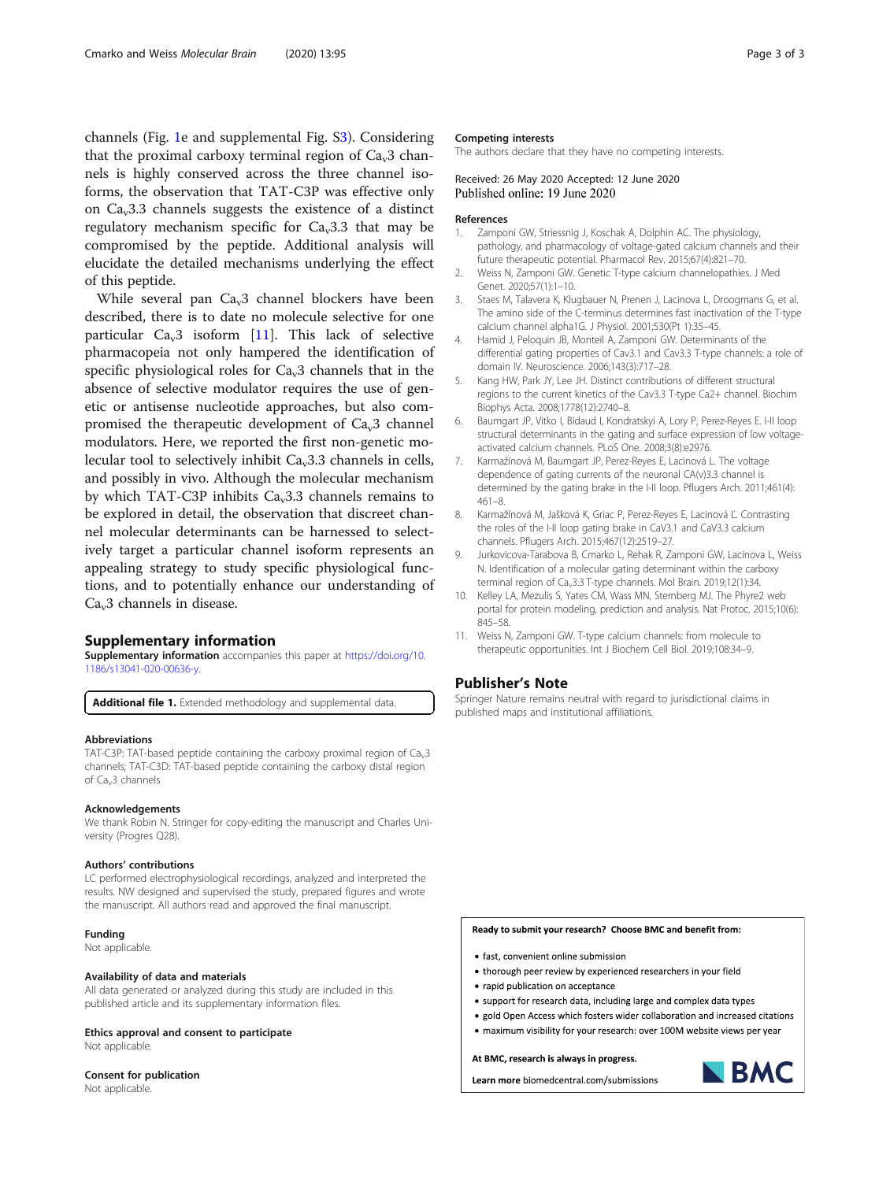channels (Fig. 1e and supplemental Fig. S3). Considering that the proximal carboxy terminal region of $Ca_v3$ channels is highly conserved across the three channel isoforms, the observation that TAT-C3P was effective only on $Ca_v3.3$ channels suggests the existence of a distinct regulatory mechanism specific for $Ca_v3.3$ that may be compromised by the peptide. Additional analysis will elucidate the detailed mechanisms underlying the effect of this peptide.

While several pan $Ca_v3$ channel blockers have been described, there is to date no molecule selective for one particular $Ca_v3$ isoform [11]. This lack of selective pharmacopeia not only hampered the identification of specific physiological roles for $Ca_v3$ channels that in the absence of selective modulator requires the use of genetic or antisense nucleotide approaches, but also compromised the therapeutic development of $Ca_v3$ channel modulators. Here, we reported the first non-genetic molecular tool to selectively inhibit $Ca_v3.3$ channels in cells, and possibly in vivo. Although the molecular mechanism by which TAT-C3P inhibits $Ca_v3.3$ channels remains to be explored in detail, the observation that discreet channel molecular determinants can be harnessed to selectively target a particular channel isoform represents an appealing strategy to study specific physiological functions, and to potentially enhance our understanding of $Ca_v3$ channels in disease.

## Supplementary information

**Supplementary information** accompanies this paper at https://doi.org/10.1186/s13041-020-00636-y.

**Additional file 1.** Extended methodology and supplemental data.

### Abbreviations

TAT-C3P: TAT-based peptide containing the carboxy proximal region of $Ca_v3$ channels; TAT-C3D: TAT-based peptide containing the carboxy distal region of $Ca_v3$ channels

### Acknowledgements

We thank Robin N. Stringer for copy-editing the manuscript and Charles University (Progres Q28).

### Authors' contributions

LC performed electrophysiological recordings, analyzed and interpreted the results. NW designed and supervised the study, prepared figures and wrote the manuscript. All authors read and approved the final manuscript.

### Funding

Not applicable.

### Availability of data and materials

All data generated or analyzed during this study are included in this published article and its supplementary information files.

### Ethics approval and consent to participate

Not applicable.

### Consent for publication

Not applicable.

### Competing interests

The authors declare that they have no competing interests.

Received: 26 May 2020 Accepted: 12 June 2020
Published online: 19 June 2020

### References

1. Zamponi GW, Striessnig J, Koschak A, Dolphin AC. The physiology, pathology, and pharmacology of voltage-gated calcium channels and their future therapeutic potential. Pharmacol Rev. 2015;67(4):821–70.
2. Weiss N, Zamponi GW. Genetic T-type calcium channelopathies. J Med Genet. 2020;57(1):1–10.
3. Staes M, Talavera K, Klugbauer N, Prenen J, Lacinova L, Droogmans G, et al. The amino side of the C-terminus determines fast inactivation of the T-type calcium channel alpha1G. J Physiol. 2001;530(Pt 1):35–45.
4. Hamid J, Peloquin JB, Monteil A, Zamponi GW. Determinants of the differential gating properties of Cav3.1 and Cav3.3 T-type channels: a role of domain IV. Neuroscience. 2006;143(3):717–28.
5. Kang HW, Park JY, Lee JH. Distinct contributions of different structural regions to the current kinetics of the Cav3.3 T-type Ca2+ channel. Biochim Biophys Acta. 2008;1778(12):2740–8.
6. Baumgart JP, Vitko I, Bidaud I, Kondratskyi A, Lory P, Perez-Reyes E. I-II loop structural determinants in the gating and surface expression of low voltage-activated calcium channels. PLoS One. 2008;3(8):e2976.
7. Karmažínová M, Baumgart JP, Perez-Reyes E, Lacinová L. The voltage dependence of gating currents of the neuronal CA(v)3.3 channel is determined by the gating brake in the I-II loop. Pflugers Arch. 2011;461(4):461–8.
8. Karmažínová M, Jašková K, Griac P, Perez-Reyes E, Lacinová Ľ. Contrasting the roles of the I-II loop gating brake in CaV3.1 and CaV3.3 calcium channels. Pflugers Arch. 2015;467(12):2519–27.
9. Jurkovicova-Tarabova B, Cmarko L, Rehak R, Zamponi GW, Lacinova L, Weiss N. Identification of a molecular gating determinant within the carboxy terminal region of $Ca_v3.3$ T-type channels. Mol Brain. 2019;12(1):34.
10. Kelley LA, Mezulis S, Yates CM, Wass MN, Sternberg MJ. The Phyre2 web portal for protein modeling, prediction and analysis. Nat Protoc. 2015;10(6):845–58.
11. Weiss N, Zamponi GW. T-type calcium channels: from molecule to therapeutic opportunities. Int J Biochem Cell Biol. 2019;108:34–9.

## Publisher's Note

Springer Nature remains neutral with regard to jurisdictional claims in published maps and institutional affiliations.

**Ready to submit your research? Choose BMC and benefit from:**

- fast, convenient online submission
- thorough peer review by experienced researchers in your field
- rapid publication on acceptance
- support for research data, including large and complex data types
- gold Open Access which fosters wider collaboration and increased citations
- maximum visibility for your research: over 100M website views per year

**At BMC, research is always in progress.**

**Learn more** biomedcentral.com/submissions